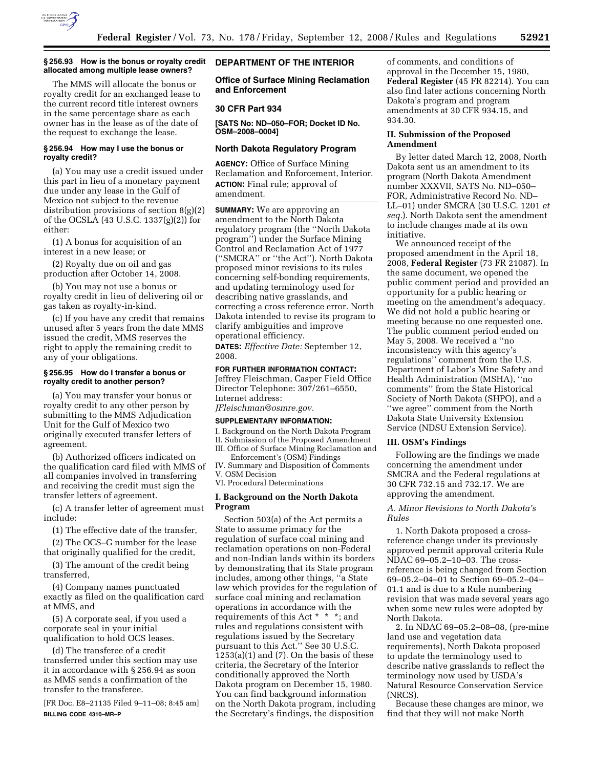### § 256.93 How is the bonus or royalty credit allocated among multiple lease owners?

The MMS will allocate the bonus or royalty credit for an exchanged lease to the current record title interest owners in the same percentage share as each owner has in the lease as of the date of the request to exchange the lease.

### § 256.94 How may I use the bonus or royalty credit?

(a) You may use a credit issued under this part in lieu of a monetary payment due under any lease in the Gulf of Mexico not subject to the revenue distribution provisions of section 8(g)(2) of the OCSLA (43 U.S.C. 1337(g)(2)) for either:

(1) A bonus for acquisition of an interest in a new lease; or

(2) Royalty due on oil and gas production after October 14, 2008.

(b) You may not use a bonus or royalty credit in lieu of delivering oil or gas taken as royalty-in-kind.

(c) If you have any credit that remains unused after 5 years from the date MMS issued the credit, MMS reserves the right to apply the remaining credit to any of your obligations.

### § 256.95 How do I transfer a bonus or royalty credit to another person?

(a) You may transfer your bonus or royalty credit to any other person by submitting to the MMS Adjudication Unit for the Gulf of Mexico two originally executed transfer letters of agreement.

(b) Authorized officers indicated on the qualification card filed with MMS of all companies involved in transferring and receiving the credit must sign the transfer letters of agreement.

(c) A transfer letter of agreement must include:

(1) The effective date of the transfer,

(2) The OCS–G number for the lease that originally qualified for the credit,

(3) The amount of the credit being transferred,

(4) Company names punctuated exactly as filed on the qualification card at MMS, and

(5) A corporate seal, if you used a corporate seal in your initial qualification to hold OCS leases.

(d) The transferee of a credit transferred under this section may use it in accordance with § 256.94 as soon as MMS sends a confirmation of the transfer to the transferee.

[FR Doc. E8–21135 Filed 9–11–08; 8:45 am]

**BILLING CODE 4310–MR–P**

## DEPARTMENT OF THE INTERIOR

### Office of Surface Mining Reclamation and Enforcement

### 30 CFR Part 934

**[SATS No: ND–050–FOR; Docket ID No. OSM–2008–0004]**

### North Dakota Regulatory Program

**AGENCY:** Office of Surface Mining Reclamation and Enforcement, Interior.

**ACTION:** Final rule; approval of amendment.

**SUMMARY:** We are approving an amendment to the North Dakota regulatory program (the ''North Dakota program'') under the Surface Mining Control and Reclamation Act of 1977 (''SMCRA'' or ''the Act''). North Dakota proposed minor revisions to its rules concerning self-bonding requirements, and updating terminology used for describing native grasslands, and correcting a cross reference error. North Dakota intended to revise its program to clarify ambiguities and improve operational efficiency.

**DATES:** *Effective Date:* September 12, 2008.

**FOR FURTHER INFORMATION CONTACT:** Jeffrey Fleischman, Casper Field Office Director Telephone: 307/261–6550, Internet address: *JFleischman@osmre.gov.*

**SUPPLEMENTARY INFORMATION:**

I. Background on the North Dakota Program
II. Submission of the Proposed Amendment
III. Office of Surface Mining Reclamation and Enforcement's (OSM) Findings
IV. Summary and Disposition of Comments
V. OSM Decision
VI. Procedural Determinations

### I. Background on the North Dakota Program

Section 503(a) of the Act permits a State to assume primacy for the regulation of surface coal mining and reclamation operations on non-Federal and non-Indian lands within its borders by demonstrating that its State program includes, among other things, ''a State law which provides for the regulation of surface coal mining and reclamation operations in accordance with the requirements of this Act * * *; and rules and regulations consistent with regulations issued by the Secretary pursuant to this Act.'' See 30 U.S.C. 1253(a)(1) and (7). On the basis of these criteria, the Secretary of the Interior conditionally approved the North Dakota program on December 15, 1980. You can find background information on the North Dakota program, including the Secretary's findings, the disposition of comments, and conditions of approval in the December 15, 1980, **Federal Register** (45 FR 82214). You can also find later actions concerning North Dakota's program and program amendments at 30 CFR 934.15, and 934.30.

### II. Submission of the Proposed Amendment

By letter dated March 12, 2008, North Dakota sent us an amendment to its program (North Dakota Amendment number XXXVII, SATS No. ND–050–FOR, Administrative Record No. ND–LL–01) under SMCRA (30 U.S.C. 1201 *et seq.*). North Dakota sent the amendment to include changes made at its own initiative.

We announced receipt of the proposed amendment in the April 18, 2008, **Federal Register** (73 FR 21087). In the same document, we opened the public comment period and provided an opportunity for a public hearing or meeting on the amendment's adequacy. We did not hold a public hearing or meeting because no one requested one. The public comment period ended on May 5, 2008. We received a ''no inconsistency with this agency's regulations'' comment from the U.S. Department of Labor's Mine Safety and Health Administration (MSHA), ''no comments'' from the State Historical Society of North Dakota (SHPO), and a ''we agree'' comment from the North Dakota State University Extension Service (NDSU Extension Service).

### III. OSM's Findings

Following are the findings we made concerning the amendment under SMCRA and the Federal regulations at 30 CFR 732.15 and 732.17. We are approving the amendment.

#### *A. Minor Revisions to North Dakota's Rules*

1. North Dakota proposed a cross-reference change under its previously approved permit approval criteria Rule NDAC 69–05.2–10–03. The cross-reference is being changed from Section 69–05.2–04–01 to Section 69–05.2–04–01.1 and is due to a Rule numbering revision that was made several years ago when some new rules were adopted by North Dakota.

2. In NDAC 69–05.2–08–08, (pre-mine land use and vegetation data requirements), North Dakota proposed to update the terminology used to describe native grasslands to reflect the terminology now used by USDA's Natural Resource Conservation Service (NRCS).

Because these changes are minor, we find that they will not make North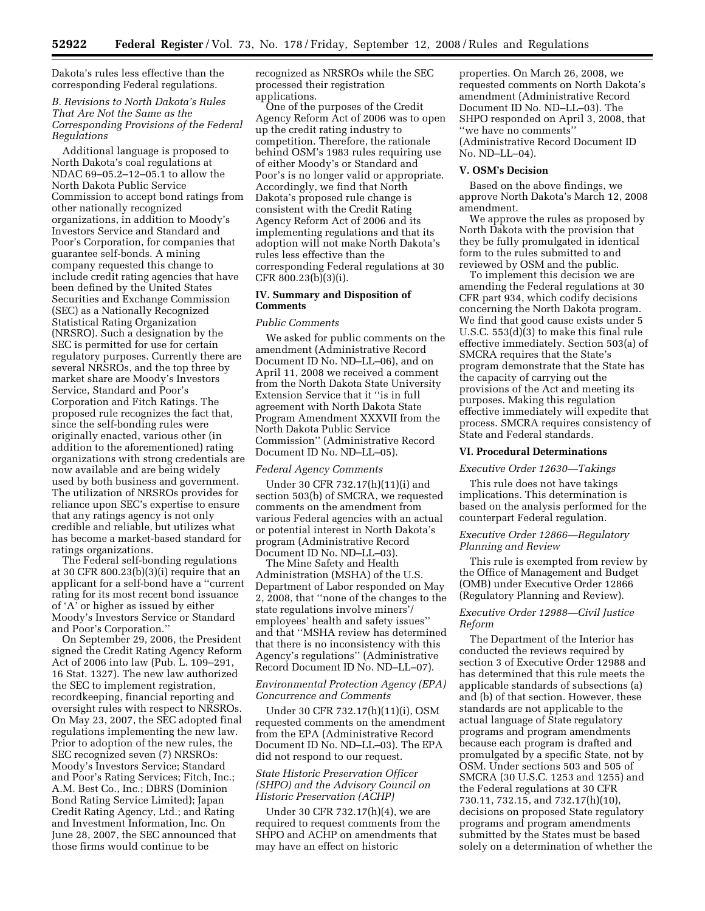Dakota's rules less effective than the corresponding Federal regulations.

*B. Revisions to North Dakota's Rules That Are Not the Same as the Corresponding Provisions of the Federal Regulations*

Additional language is proposed to North Dakota's coal regulations at NDAC 69–05.2–12–05.1 to allow the North Dakota Public Service Commission to accept bond ratings from other nationally recognized organizations, in addition to Moody's Investors Service and Standard and Poor's Corporation, for companies that guarantee self-bonds. A mining company requested this change to include credit rating agencies that have been defined by the United States Securities and Exchange Commission (SEC) as a Nationally Recognized Statistical Rating Organization (NRSRO). Such a designation by the SEC is permitted for use for certain regulatory purposes. Currently there are several NRSROs, and the top three by market share are Moody's Investors Service, Standard and Poor's Corporation and Fitch Ratings. The proposed rule recognizes the fact that, since the self-bonding rules were originally enacted, various other (in addition to the aforementioned) rating organizations with strong credentials are now available and are being widely used by both business and government. The utilization of NRSROs provides for reliance upon SEC's expertise to ensure that any ratings agency is not only credible and reliable, but utilizes what has become a market-based standard for ratings organizations.

The Federal self-bonding regulations at 30 CFR 800.23(b)(3)(i) require that an applicant for a self-bond have a "current rating for its most recent bond issuance of 'A' or higher as issued by either Moody's Investors Service or Standard and Poor's Corporation."

On September 29, 2006, the President signed the Credit Rating Agency Reform Act of 2006 into law (Pub. L. 109–291, 16 Stat. 1327). The new law authorized the SEC to implement registration, recordkeeping, financial reporting and oversight rules with respect to NRSROs. On May 23, 2007, the SEC adopted final regulations implementing the new law. Prior to adoption of the new rules, the SEC recognized seven (7) NRSROs: Moody's Investors Service; Standard and Poor's Rating Services; Fitch, Inc.; A.M. Best Co., Inc.; DBRS (Dominion Bond Rating Service Limited); Japan Credit Rating Agency, Ltd.; and Rating and Investment Information, Inc. On June 28, 2007, the SEC announced that those firms would continue to be recognized as NRSROs while the SEC processed their registration applications.

One of the purposes of the Credit Agency Reform Act of 2006 was to open up the credit rating industry to competition. Therefore, the rationale behind OSM's 1983 rules requiring use of either Moody's or Standard and Poor's is no longer valid or appropriate. Accordingly, we find that North Dakota's proposed rule change is consistent with the Credit Rating Agency Reform Act of 2006 and its implementing regulations and that its adoption will not make North Dakota's rules less effective than the corresponding Federal regulations at 30 CFR 800.23(b)(3)(i).

## IV. Summary and Disposition of Comments

*Public Comments*

We asked for public comments on the amendment (Administrative Record Document ID No. ND–LL–06), and on April 11, 2008 we received a comment from the North Dakota State University Extension Service that it "is in full agreement with North Dakota State Program Amendment XXXVII from the North Dakota Public Service Commission" (Administrative Record Document ID No. ND–LL–05).

*Federal Agency Comments*

Under 30 CFR 732.17(h)(11)(i) and section 503(b) of SMCRA, we requested comments on the amendment from various Federal agencies with an actual or potential interest in North Dakota's program (Administrative Record Document ID No. ND–LL–03).

The Mine Safety and Health Administration (MSHA) of the U.S. Department of Labor responded on May 2, 2008, that "none of the changes to the state regulations involve miners'/employees' health and safety issues" and that "MSHA review has determined that there is no inconsistency with this Agency's regulations" (Administrative Record Document ID No. ND–LL–07).

*Environmental Protection Agency (EPA) Concurrence and Comments*

Under 30 CFR 732.17(h)(11)(i), OSM requested comments on the amendment from the EPA (Administrative Record Document ID No. ND–LL–03). The EPA did not respond to our request.

*State Historic Preservation Officer (SHPO) and the Advisory Council on Historic Preservation (ACHP)*

Under 30 CFR 732.17(h)(4), we are required to request comments from the SHPO and ACHP on amendments that may have an effect on historic properties. On March 26, 2008, we requested comments on North Dakota's amendment (Administrative Record Document ID No. ND–LL–03). The SHPO responded on April 3, 2008, that "we have no comments" (Administrative Record Document ID No. ND–LL–04).

## V. OSM's Decision

Based on the above findings, we approve North Dakota's March 12, 2008 amendment.

We approve the rules as proposed by North Dakota with the provision that they be fully promulgated in identical form to the rules submitted to and reviewed by OSM and the public.

To implement this decision we are amending the Federal regulations at 30 CFR part 934, which codify decisions concerning the North Dakota program. We find that good cause exists under 5 U.S.C. 553(d)(3) to make this final rule effective immediately. Section 503(a) of SMCRA requires that the State's program demonstrate that the State has the capacity of carrying out the provisions of the Act and meeting its purposes. Making this regulation effective immediately will expedite that process. SMCRA requires consistency of State and Federal standards.

## VI. Procedural Determinations

*Executive Order 12630—Takings*

This rule does not have takings implications. This determination is based on the analysis performed for the counterpart Federal regulation.

*Executive Order 12866—Regulatory Planning and Review*

This rule is exempted from review by the Office of Management and Budget (OMB) under Executive Order 12866 (Regulatory Planning and Review).

*Executive Order 12988—Civil Justice Reform*

The Department of the Interior has conducted the reviews required by section 3 of Executive Order 12988 and has determined that this rule meets the applicable standards of subsections (a) and (b) of that section. However, these standards are not applicable to the actual language of State regulatory programs and program amendments because each program is drafted and promulgated by a specific State, not by OSM. Under sections 503 and 505 of SMCRA (30 U.S.C. 1253 and 1255) and the Federal regulations at 30 CFR 730.11, 732.15, and 732.17(h)(10), decisions on proposed State regulatory programs and program amendments submitted by the States must be based solely on a determination of whether the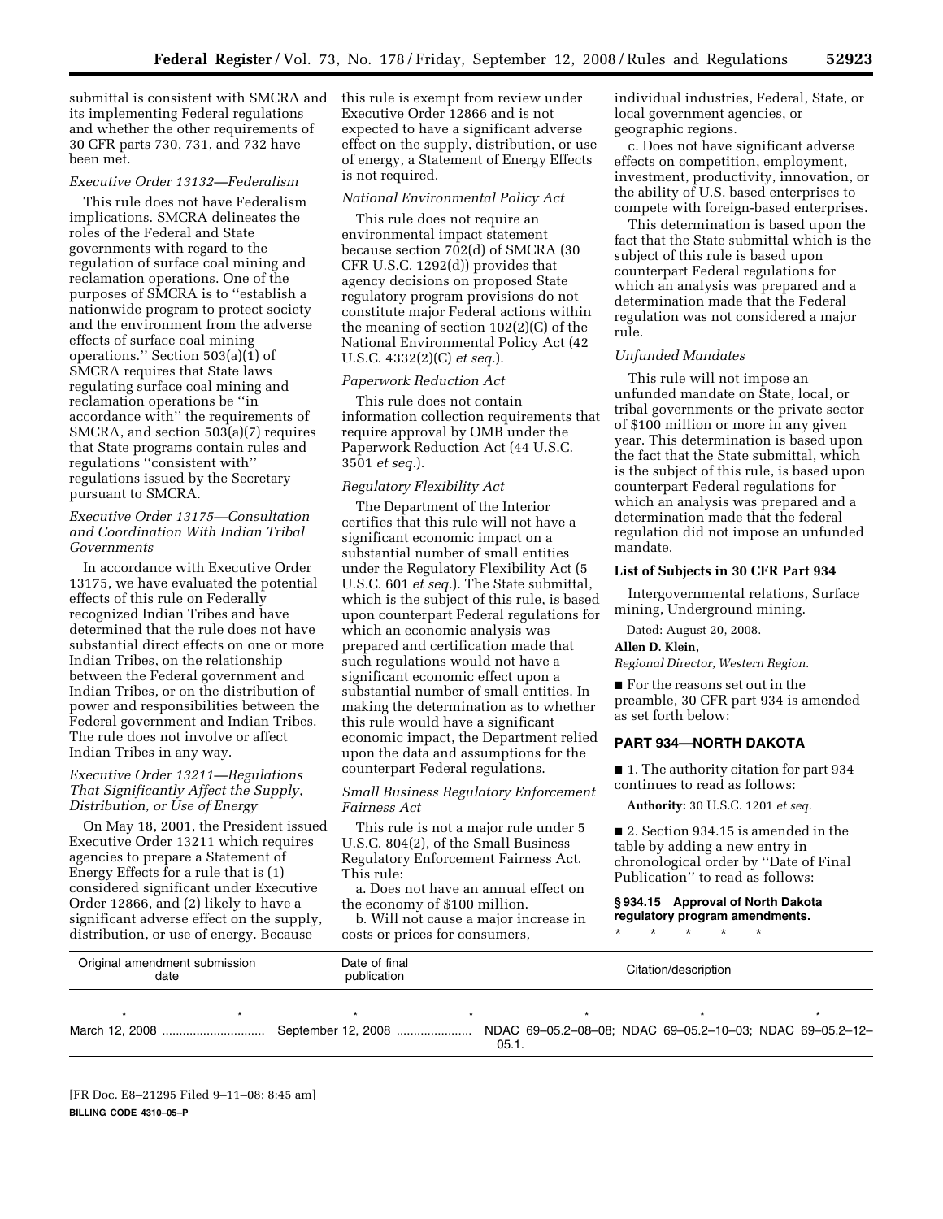submittal is consistent with SMCRA and its implementing Federal regulations and whether the other requirements of 30 CFR parts 730, 731, and 732 have been met.

*Executive Order 13132—Federalism*

This rule does not have Federalism implications. SMCRA delineates the roles of the Federal and State governments with regard to the regulation of surface coal mining and reclamation operations. One of the purposes of SMCRA is to "establish a nationwide program to protect society and the environment from the adverse effects of surface coal mining operations." Section 503(a)(1) of SMCRA requires that State laws regulating surface coal mining and reclamation operations be "in accordance with" the requirements of SMCRA, and section 503(a)(7) requires that State programs contain rules and regulations "consistent with" regulations issued by the Secretary pursuant to SMCRA.

*Executive Order 13175—Consultation and Coordination With Indian Tribal Governments*

In accordance with Executive Order 13175, we have evaluated the potential effects of this rule on Federally recognized Indian Tribes and have determined that the rule does not have substantial direct effects on one or more Indian Tribes, on the relationship between the Federal government and Indian Tribes, or on the distribution of power and responsibilities between the Federal government and Indian Tribes. The rule does not involve or affect Indian Tribes in any way.

*Executive Order 13211—Regulations That Significantly Affect the Supply, Distribution, or Use of Energy*

On May 18, 2001, the President issued Executive Order 13211 which requires agencies to prepare a Statement of Energy Effects for a rule that is (1) considered significant under Executive Order 12866, and (2) likely to have a significant adverse effect on the supply, distribution, or use of energy. Because this rule is exempt from review under Executive Order 12866 and is not expected to have a significant adverse effect on the supply, distribution, or use of energy, a Statement of Energy Effects is not required.

*National Environmental Policy Act*

This rule does not require an environmental impact statement because section 702(d) of SMCRA (30 CFR U.S.C. 1292(d)) provides that agency decisions on proposed State regulatory program provisions do not constitute major Federal actions within the meaning of section 102(2)(C) of the National Environmental Policy Act (42 U.S.C. 4332(2)(C) *et seq.*).

*Paperwork Reduction Act*

This rule does not contain information collection requirements that require approval by OMB under the Paperwork Reduction Act (44 U.S.C. 3501 *et seq.*).

*Regulatory Flexibility Act*

The Department of the Interior certifies that this rule will not have a significant economic impact on a substantial number of small entities under the Regulatory Flexibility Act (5 U.S.C. 601 *et seq.*). The State submittal, which is the subject of this rule, is based upon counterpart Federal regulations for which an economic analysis was prepared and certification made that such regulations would not have a significant economic effect upon a substantial number of small entities. In making the determination as to whether this rule would have a significant economic impact, the Department relied upon the data and assumptions for the counterpart Federal regulations.

*Small Business Regulatory Enforcement Fairness Act*

This rule is not a major rule under 5 U.S.C. 804(2), of the Small Business Regulatory Enforcement Fairness Act. This rule:

a. Does not have an annual effect on the economy of $100 million.

b. Will not cause a major increase in costs or prices for consumers, individual industries, Federal, State, or local government agencies, or geographic regions.

c. Does not have significant adverse effects on competition, employment, investment, productivity, innovation, or the ability of U.S. based enterprises to compete with foreign-based enterprises.

This determination is based upon the fact that the State submittal which is the subject of this rule is based upon counterpart Federal regulations for which an analysis was prepared and a determination made that the Federal regulation was not considered a major rule.

*Unfunded Mandates*

This rule will not impose an unfunded mandate on State, local, or tribal governments or the private sector of $100 million or more in any given year. This determination is based upon the fact that the State submittal, which is the subject of this rule, is based upon counterpart Federal regulations for which an analysis was prepared and a determination made that the federal regulation did not impose an unfunded mandate.

**List of Subjects in 30 CFR Part 934**

Intergovernmental relations, Surface mining, Underground mining.

Dated: August 20, 2008.

**Allen D. Klein,**

*Regional Director, Western Region.*

■ For the reasons set out in the preamble, 30 CFR part 934 is amended as set forth below:

## PART 934—NORTH DAKOTA

■ 1. The authority citation for part 934 continues to read as follows:

**Authority:** 30 U.S.C. 1201 *et seq.*

■ 2. Section 934.15 is amended in the table by adding a new entry in chronological order by "Date of Final Publication" to read as follows:

**§ 934.15 Approval of North Dakota regulatory program amendments.**

\* \* \* \* \*

| Original amendment submission date | Date of final publication | Citation/description |
|---|---|---|
| * * | * * | * * * |
| March 12, 2008 | September 12, 2008 | NDAC 69–05.2–08–08; NDAC 69–05.2–10–03; NDAC 69–05.2–12–05.1. |

[FR Doc. E8–21295 Filed 9–11–08; 8:45 am]

**BILLING CODE 4310–05–P**